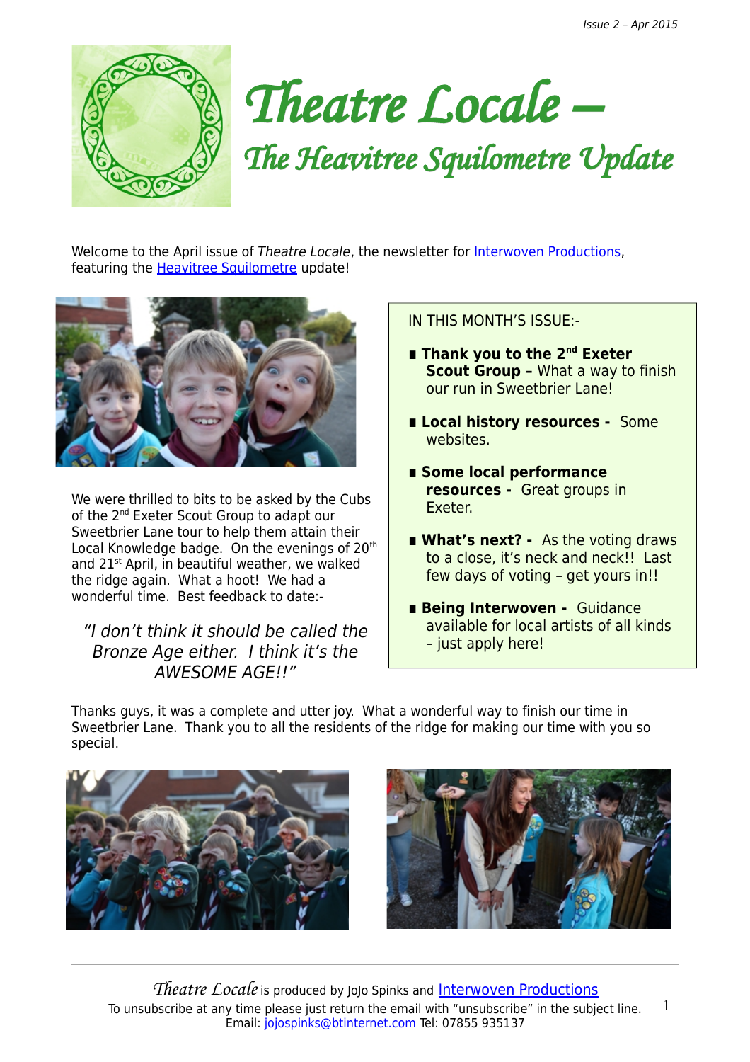# Theatre Locale –

## The Heavitree Squilometre Update

Welcome to the April issue of *Theatre Locale*, the newsletter for Interwoven Productions, featuring the Heavitree Squilometre update!

IN THIS MONTH'S ISSUE:-

- **Thank you to the 2nd Exeter Scout Group –** What a way to finish our run in Sweetbrier Lane!
- **Local history resources -** Some websites.
- **Some local performance resources -** Great groups in Exeter.
- **What's next? -** As the voting draws to a close, it's neck and neck!! Last few days of voting – get yours in!!
- **Being Interwoven -** Guidance available for local artists of all kinds – just apply here!

We were thrilled to bits to be asked by the Cubs of the 2nd Exeter Scout Group to adapt our Sweetbrier Lane tour to help them attain their Local Knowledge badge. On the evenings of 20th and 21st April, in beautiful weather, we walked the ridge again. What a hoot! We had a wonderful time. Best feedback to date:-

> *"I don't think it should be called the Bronze Age either. I think it's the AWESOME AGE!!"*

Thanks guys, it was a complete and utter joy. What a wonderful way to finish our time in Sweetbrier Lane. Thank you to all the residents of the ridge for making our time with you so special.

*Theatre Locale* is produced by JoJo Spinks and Interwoven Productions
To unsubscribe at any time please just return the email with "unsubscribe" in the subject line.
Email: jojospinks@btinternet.com Tel: 07855 935137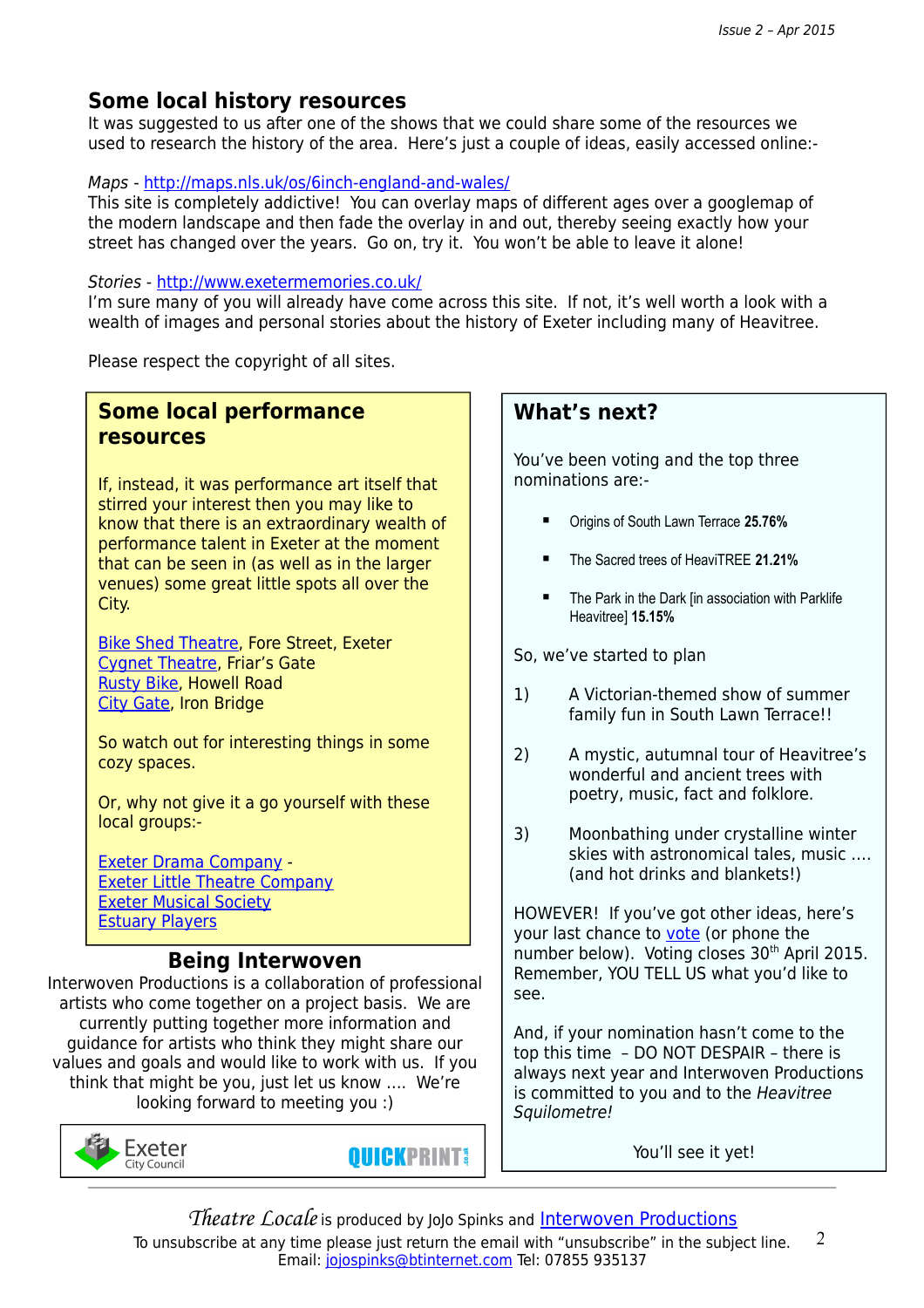## Some local history resources

It was suggested to us after one of the shows that we could share some of the resources we used to research the history of the area. Here's just a couple of ideas, easily accessed online:-

*Maps* - http://maps.nls.uk/os/6inch-england-and-wales/

This site is completely addictive! You can overlay maps of different ages over a googlemap of the modern landscape and then fade the overlay in and out, thereby seeing exactly how your street has changed over the years. Go on, try it. You won't be able to leave it alone!

*Stories* - http://www.exetermemories.co.uk/

I'm sure many of you will already have come across this site. If not, it's well worth a look with a wealth of images and personal stories about the history of Exeter including many of Heavitree.

Please respect the copyright of all sites.

## Some local performance resources

If, instead, it was performance art itself that stirred your interest then you may like to know that there is an extraordinary wealth of performance talent in Exeter at the moment that can be seen in (as well as in the larger venues) some great little spots all over the City.

Bike Shed Theatre, Fore Street, Exeter
Cygnet Theatre, Friar's Gate
Rusty Bike, Howell Road
City Gate, Iron Bridge

So watch out for interesting things in some cozy spaces.

Or, why not give it a go yourself with these local groups:-

Exeter Drama Company -
Exeter Little Theatre Company
Exeter Musical Society
Estuary Players

## Being Interwoven

Interwoven Productions is a collaboration of professional artists who come together on a project basis. We are currently putting together more information and guidance for artists who think they might share our values and goals and would like to work with us. If you think that might be you, just let us know .... We're looking forward to meeting you :)

Exeter City Council QUICKPRINT

## What's next?

You've been voting and the top three nominations are:-

- Origins of South Lawn Terrace **25.76%**
- The Sacred trees of HeaviTREE **21.21%**
- The Park in the Dark [in association with Parklife Heavitree] **15.15%**

So, we've started to plan

1) A Victorian-themed show of summer family fun in South Lawn Terrace!!

2) A mystic, autumnal tour of Heavitree's wonderful and ancient trees with poetry, music, fact and folklore.

3) Moonbathing under crystalline winter skies with astronomical tales, music .... (and hot drinks and blankets!)

HOWEVER! If you've got other ideas, here's your last chance to vote (or phone the number below). Voting closes 30th April 2015. Remember, YOU TELL US what you'd like to see.

And, if your nomination hasn't come to the top this time – DO NOT DESPAIR – there is always next year and Interwoven Productions is committed to you and to the *Heavitree Squilometre!*

You'll see it yet!

---

*Theatre Locale* is produced by JoJo Spinks and Interwoven Productions
To unsubscribe at any time please just return the email with "unsubscribe" in the subject line.
Email: jojospinks@btinternet.com Tel: 07855 935137